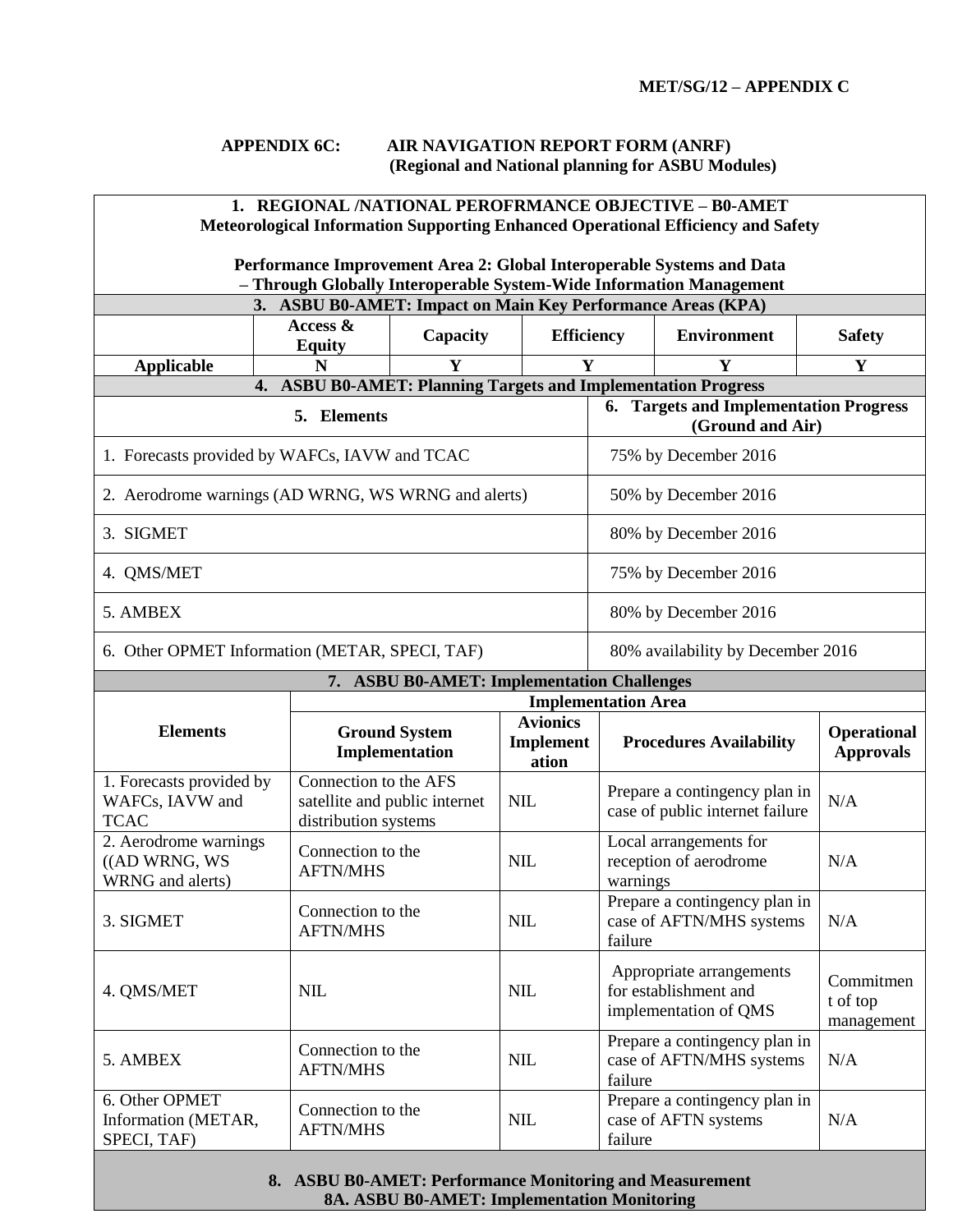**MET/SG/12 – APPENDIX C**

## APPENDIX 6C: AIR NAVIGATION REPORT FORM (ANRF) (Regional and National planning for ASBU Modules)

**1. REGIONAL /NATIONAL PEROFRMANCE OBJECTIVE – B0-AMET**
**Meteorological Information Supporting Enhanced Operational Efficiency and Safety**

**Performance Improvement Area 2: Global Interoperable Systems and Data – Through Globally Interoperable System-Wide Information Management**

**3. ASBU B0-AMET: Impact on Main Key Performance Areas (KPA)**

| | Access & Equity | Capacity | Efficiency | Environment | Safety |
|---|---|---|---|---|---|
| **Applicable** | N | Y | Y | Y | Y |

**4. ASBU B0-AMET: Planning Targets and Implementation Progress**

| 5. Elements | 6. Targets and Implementation Progress (Ground and Air) |
|---|---|
| 1. Forecasts provided by WAFCs, IAVW and TCAC | 75% by December 2016 |
| 2. Aerodrome warnings (AD WRNG, WS WRNG and alerts) | 50% by December 2016 |
| 3. SIGMET | 80% by December 2016 |
| 4. QMS/MET | 75% by December 2016 |
| 5. AMBEX | 80% by December 2016 |
| 6. Other OPMET Information (METAR, SPECI, TAF) | 80% availability by December 2016 |

**7. ASBU B0-AMET: Implementation Challenges**

| Elements | Implementation Area | | | |
|---|---|---|---|---|
| | **Ground System Implementation** | **Avionics Implementation** | **Procedures Availability** | **Operational Approvals** |
| 1. Forecasts provided by WAFCs, IAVW and TCAC | Connection to the AFS satellite and public internet distribution systems | NIL | Prepare a contingency plan in case of public internet failure | N/A |
| 2. Aerodrome warnings ((AD WRNG, WS WRNG and alerts) | Connection to the AFTN/MHS | NIL | Local arrangements for reception of aerodrome warnings | N/A |
| 3. SIGMET | Connection to the AFTN/MHS | NIL | Prepare a contingency plan in case of AFTN/MHS systems failure | N/A |
| 4. QMS/MET | NIL | NIL | Appropriate arrangements for establishment and implementation of QMS | Commitment of top management |
| 5. AMBEX | Connection to the AFTN/MHS | NIL | Prepare a contingency plan in case of AFTN/MHS systems failure | N/A |
| 6. Other OPMET Information (METAR, SPECI, TAF) | Connection to the AFTN/MHS | NIL | Prepare a contingency plan in case of AFTN systems failure | N/A |

**8. ASBU B0-AMET: Performance Monitoring and Measurement**
**8A. ASBU B0-AMET: Implementation Monitoring**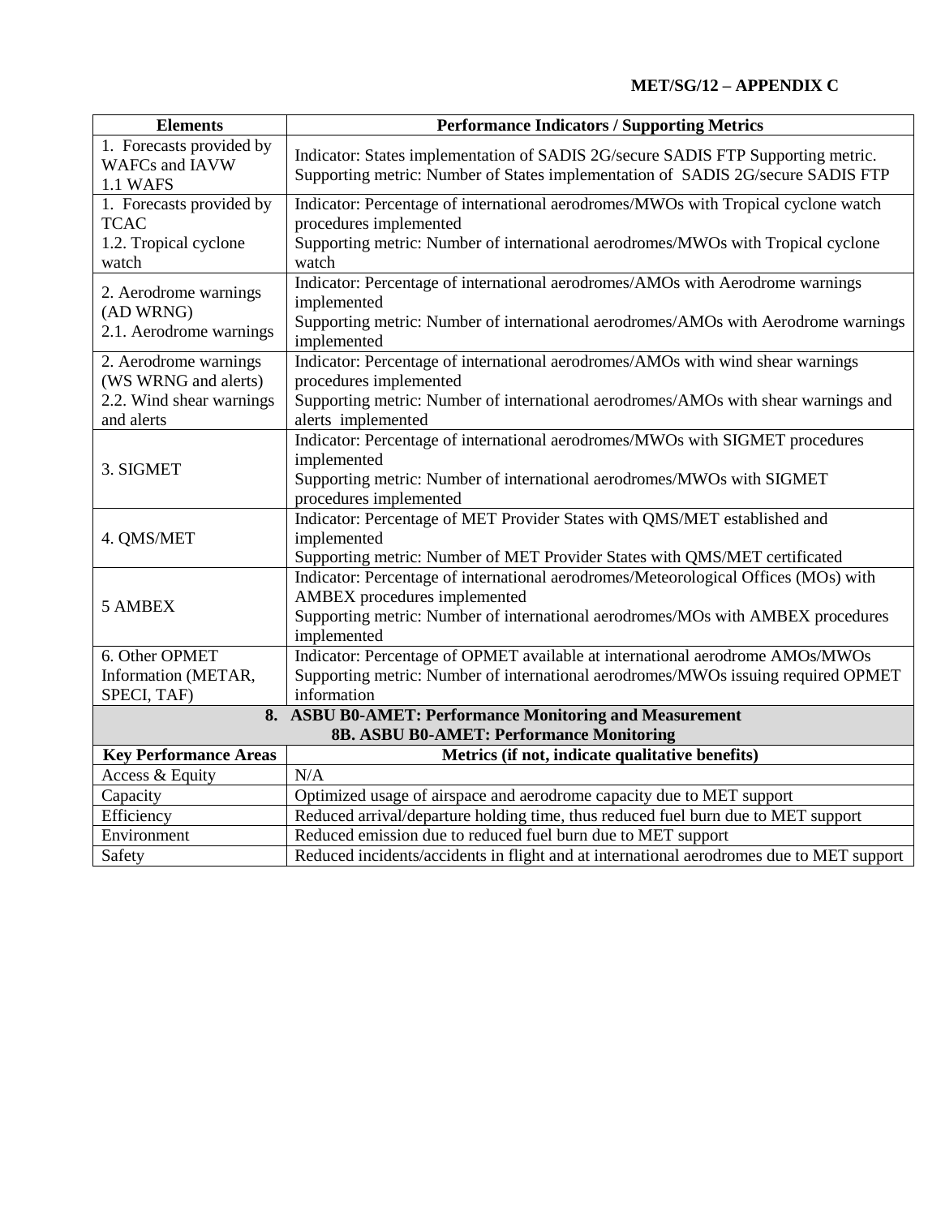MET/SG/12 – APPENDIX C

| Elements | Performance Indicators / Supporting Metrics |
|---|---|
| 1. Forecasts provided by WAFCs and IAVW<br>1.1 WAFS | Indicator: States implementation of SADIS 2G/secure SADIS FTP Supporting metric.<br>Supporting metric: Number of States implementation of SADIS 2G/secure SADIS FTP |
| 1. Forecasts provided by TCAC<br>1.2. Tropical cyclone watch | Indicator: Percentage of international aerodromes/MWOs with Tropical cyclone watch procedures implemented<br>Supporting metric: Number of international aerodromes/MWOs with Tropical cyclone watch |
| 2. Aerodrome warnings (AD WRNG)<br>2.1. Aerodrome warnings | Indicator: Percentage of international aerodromes/AMOs with Aerodrome warnings implemented<br>Supporting metric: Number of international aerodromes/AMOs with Aerodrome warnings implemented |
| 2. Aerodrome warnings (WS WRNG and alerts)<br>2.2. Wind shear warnings and alerts | Indicator: Percentage of international aerodromes/AMOs with wind shear warnings procedures implemented<br>Supporting metric: Number of international aerodromes/AMOs with shear warnings and alerts implemented |
| 3. SIGMET | Indicator: Percentage of international aerodromes/MWOs with SIGMET procedures implemented<br>Supporting metric: Number of international aerodromes/MWOs with SIGMET procedures implemented |
| 4. QMS/MET | Indicator: Percentage of MET Provider States with QMS/MET established and implemented<br>Supporting metric: Number of MET Provider States with QMS/MET certificated |
| 5 AMBEX | Indicator: Percentage of international aerodromes/Meteorological Offices (MOs) with AMBEX procedures implemented<br>Supporting metric: Number of international aerodromes/MOs with AMBEX procedures implemented |
| 6. Other OPMET Information (METAR, SPECI, TAF) | Indicator: Percentage of OPMET available at international aerodrome AMOs/MWOs<br>Supporting metric: Number of international aerodromes/MWOs issuing required OPMET information |
| **8. ASBU B0-AMET: Performance Monitoring and Measurement<br>8B. ASBU B0-AMET: Performance Monitoring** | |
| **Key Performance Areas** | **Metrics (if not, indicate qualitative benefits)** |
| Access & Equity | N/A |
| Capacity | Optimized usage of airspace and aerodrome capacity due to MET support |
| Efficiency | Reduced arrival/departure holding time, thus reduced fuel burn due to MET support |
| Environment | Reduced emission due to reduced fuel burn due to MET support |
| Safety | Reduced incidents/accidents in flight and at international aerodromes due to MET support |